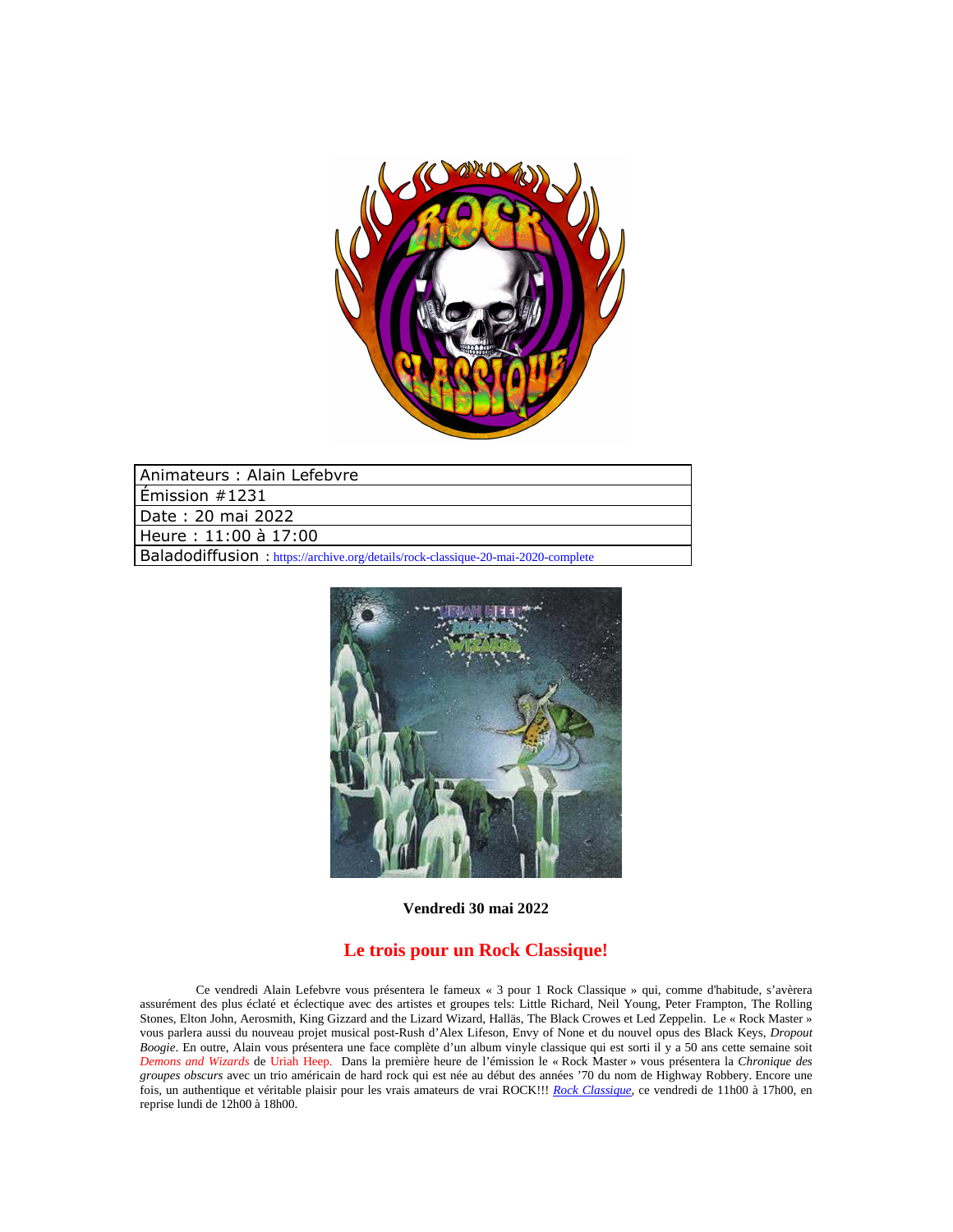| Animateurs : Alain Lefebvre |
|---|
| Émission #1231 |
| Date : 20 mai 2022 |
| Heure : 11:00 à 17:00 |
| Baladodiffusion : https://archive.org/details/rock-classique-20-mai-2020-complete |

**Vendredi 30 mai 2022**

## Le trois pour un Rock Classique!

Ce vendredi Alain Lefebvre vous présentera le fameux « 3 pour 1 Rock Classique » qui, comme d'habitude, s'avèrera assurément des plus éclaté et éclectique avec des artistes et groupes tels: Little Richard, Neil Young, Peter Frampton, The Rolling Stones, Elton John, Aerosmith, King Gizzard and the Lizard Wizard, Hallàs, The Black Crowes et Led Zeppelin. Le « Rock Master » vous parlera aussi du nouveau projet musical post-Rush d'Alex Lifeson, Envy of None et du nouvel opus des Black Keys, *Dropout Boogie*. En outre, Alain vous présentera une face complète d'un album vinyle classique qui est sorti il y a 50 ans cette semaine soit *Demons and Wizards* de Uriah Heep. Dans la première heure de l'émission le « Rock Master » vous présentera la *Chronique des groupes obscurs* avec un trio américain de hard rock qui est née au début des années '70 du nom de Highway Robbery. Encore une fois, un authentique et véritable plaisir pour les vrais amateurs de vrai ROCK!!! *Rock Classique*, ce vendredi de 11h00 à 17h00, en reprise lundi de 12h00 à 18h00.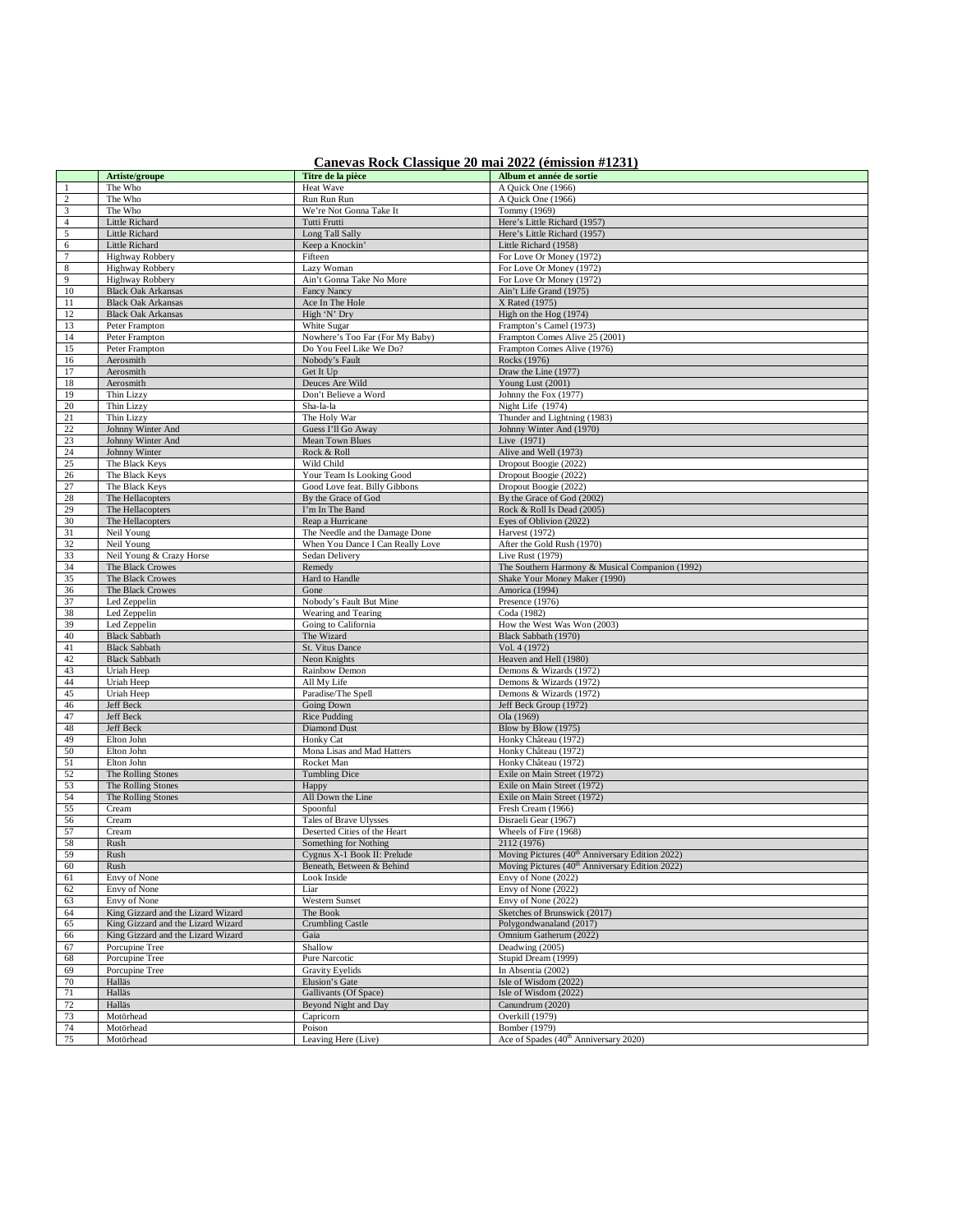## Canevas Rock Classique 20 mai 2022 (émission #1231)

| | Artiste/groupe | Titre de la pièce | Album et année de sortie |
|---|---|---|---|
| 1 | The Who | Heat Wave | A Quick One (1966) |
| 2 | The Who | Run Run Run | A Quick One (1966) |
| 3 | The Who | We're Not Gonna Take It | Tommy (1969) |
| 4 | Little Richard | Tutti Frutti | Here's Little Richard (1957) |
| 5 | Little Richard | Long Tall Sally | Here's Little Richard (1957) |
| 6 | Little Richard | Keep a Knockin' | Little Richard (1958) |
| 7 | Highway Robbery | Fifteen | For Love Or Money (1972) |
| 8 | Highway Robbery | Lazy Woman | For Love Or Money (1972) |
| 9 | Highway Robbery | Ain't Gonna Take No More | For Love Or Money (1972) |
| 10 | Black Oak Arkansas | Fancy Nancy | Ain't Life Grand (1975) |
| 11 | Black Oak Arkansas | Ace In The Hole | X Rated (1975) |
| 12 | Black Oak Arkansas | High 'N' Dry | High on the Hog (1974) |
| 13 | Peter Frampton | White Sugar | Frampton's Camel (1973) |
| 14 | Peter Frampton | Nowhere's Too Far (For My Baby) | Frampton Comes Alive 25 (2001) |
| 15 | Peter Frampton | Do You Feel Like We Do? | Frampton Comes Alive (1976) |
| 16 | Aerosmith | Nobody's Fault | Rocks (1976) |
| 17 | Aerosmith | Get It Up | Draw the Line (1977) |
| 18 | Aerosmith | Deuces Are Wild | Young Lust (2001) |
| 19 | Thin Lizzy | Don't Believe a Word | Johnny the Fox (1977) |
| 20 | Thin Lizzy | Sha-la-la | Night Life (1974) |
| 21 | Thin Lizzy | The Holy War | Thunder and Lightning (1983) |
| 22 | Johnny Winter And | Guess I'll Go Away | Johnny Winter And (1970) |
| 23 | Johnny Winter And | Mean Town Blues | Live (1971) |
| 24 | Johnny Winter | Rock & Roll | Alive and Well (1973) |
| 25 | The Black Keys | Wild Child | Dropout Boogie (2022) |
| 26 | The Black Keys | Your Team Is Looking Good | Dropout Boogie (2022) |
| 27 | The Black Keys | Good Love feat. Billy Gibbons | Dropout Boogie (2022) |
| 28 | The Hellacopters | By the Grace of God | By the Grace of God (2002) |
| 29 | The Hellacopters | I'm In The Band | Rock & Roll Is Dead (2005) |
| 30 | The Hellacopters | Reap a Hurricane | Eyes of Oblivion (2022) |
| 31 | Neil Young | The Needle and the Damage Done | Harvest (1972) |
| 32 | Neil Young | When You Dance I Can Really Love | After the Gold Rush (1970) |
| 33 | Neil Young & Crazy Horse | Sedan Delivery | Live Rust (1979) |
| 34 | The Black Crowes | Remedy | The Southern Harmony & Musical Companion (1992) |
| 35 | The Black Crowes | Hard to Handle | Shake Your Money Maker (1990) |
| 36 | The Black Crowes | Gone | Amorica (1994) |
| 37 | Led Zeppelin | Nobody's Fault But Mine | Presence (1976) |
| 38 | Led Zeppelin | Wearing and Tearing | Coda (1982) |
| 39 | Led Zeppelin | Going to California | How the West Was Won (2003) |
| 40 | Black Sabbath | The Wizard | Black Sabbath (1970) |
| 41 | Black Sabbath | St. Vitus Dance | Vol. 4 (1972) |
| 42 | Black Sabbath | Neon Knights | Heaven and Hell (1980) |
| 43 | Uriah Heep | Rainbow Demon | Demons & Wizards (1972) |
| 44 | Uriah Heep | All My Life | Demons & Wizards (1972) |
| 45 | Uriah Heep | Paradise/The Spell | Demons & Wizards (1972) |
| 46 | Jeff Beck | Going Down | Jeff Beck Group (1972) |
| 47 | Jeff Beck | Rice Pudding | Ola (1969) |
| 48 | Jeff Beck | Diamond Dust | Blow by Blow (1975) |
| 49 | Elton John | Honky Cat | Honky Château (1972) |
| 50 | Elton John | Mona Lisas and Mad Hatters | Honky Château (1972) |
| 51 | Elton John | Rocket Man | Honky Château (1972) |
| 52 | The Rolling Stones | Tumbling Dice | Exile on Main Street (1972) |
| 53 | The Rolling Stones | Happy | Exile on Main Street (1972) |
| 54 | The Rolling Stones | All Down the Line | Exile on Main Street (1972) |
| 55 | Cream | Spoonful | Fresh Cream (1966) |
| 56 | Cream | Tales of Brave Ulysses | Disraeli Gear (1967) |
| 57 | Cream | Deserted Cities of the Heart | Wheels of Fire (1968) |
| 58 | Rush | Something for Nothing | 2112 (1976) |
| 59 | Rush | Cygnus X-1 Book II: Prelude | Moving Pictures (40th Anniversary Edition 2022) |
| 60 | Rush | Beneath, Between & Behind | Moving Pictures (40th Anniversary Edition 2022) |
| 61 | Envy of None | Look Inside | Envy of None (2022) |
| 62 | Envy of None | Liar | Envy of None (2022) |
| 63 | Envy of None | Western Sunset | Envy of None (2022) |
| 64 | King Gizzard and the Lizard Wizard | The Book | Sketches of Brunswick (2017) |
| 65 | King Gizzard and the Lizard Wizard | Crumbling Castle | Polygondwanaland (2017) |
| 66 | King Gizzard and the Lizard Wizard | Gaia | Omnium Gatherum (2022) |
| 67 | Porcupine Tree | Shallow | Deadwing (2005) |
| 68 | Porcupine Tree | Pure Narcotic | Stupid Dream (1999) |
| 69 | Porcupine Tree | Gravity Eyelids | In Absentia (2002) |
| 70 | Hällas | Elusion's Gate | Isle of Wisdom (2022) |
| 71 | Hällas | Gallivants (Of Space) | Isle of Wisdom (2022) |
| 72 | Hällas | Beyond Night and Day | Canundrum (2020) |
| 73 | Motörhead | Capricorn | Overkill (1979) |
| 74 | Motörhead | Poison | Bomber (1979) |
| 75 | Motörhead | Leaving Here (Live) | Ace of Spades (40th Anniversary 2020) |